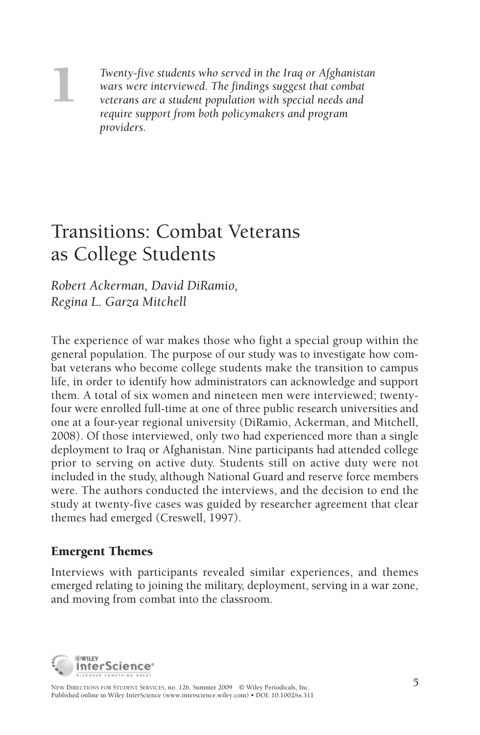1

*Twenty-five students who served in the Iraq or Afghanistan wars were interviewed. The findings suggest that combat veterans are a student population with special needs and require support from both policymakers and program providers.*

# Transitions: Combat Veterans as College Students

*Robert Ackerman, David DiRamio, Regina L. Garza Mitchell*

The experience of war makes those who fight a special group within the general population. The purpose of our study was to investigate how combat veterans who become college students make the transition to campus life, in order to identify how administrators can acknowledge and support them. A total of six women and nineteen men were interviewed; twenty-four were enrolled full-time at one of three public research universities and one at a four-year regional university (DiRamio, Ackerman, and Mitchell, 2008). Of those interviewed, only two had experienced more than a single deployment to Iraq or Afghanistan. Nine participants had attended college prior to serving on active duty. Students still on active duty were not included in the study, although National Guard and reserve force members were. The authors conducted the interviews, and the decision to end the study at twenty-five cases was guided by researcher agreement that clear themes had emerged (Creswell, 1997).

## Emergent Themes

Interviews with participants revealed similar experiences, and themes emerged relating to joining the military, deployment, serving in a war zone, and moving from combat into the classroom.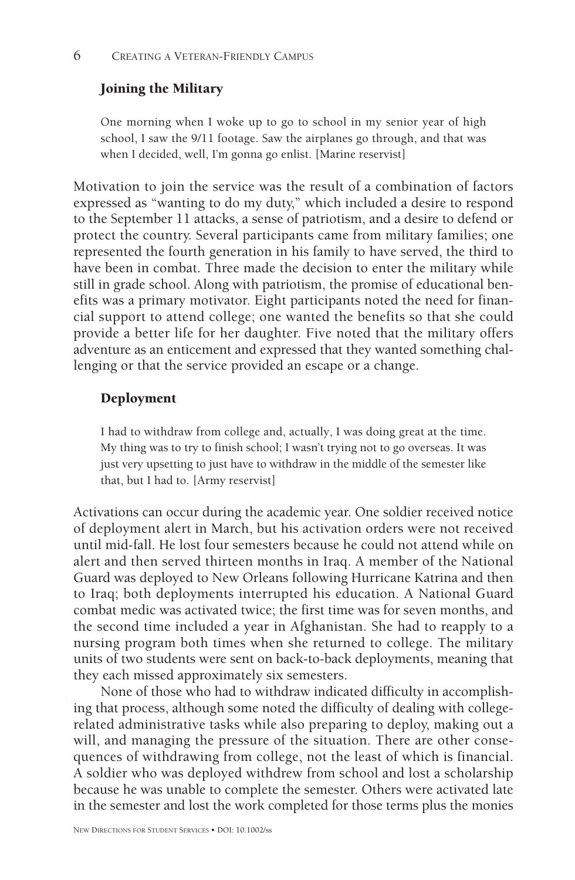## Joining the Military

> One morning when I woke up to go to school in my senior year of high school, I saw the 9/11 footage. Saw the airplanes go through, and that was when I decided, well, I'm gonna go enlist. [Marine reservist]

Motivation to join the service was the result of a combination of factors expressed as "wanting to do my duty," which included a desire to respond to the September 11 attacks, a sense of patriotism, and a desire to defend or protect the country. Several participants came from military families; one represented the fourth generation in his family to have served, the third to have been in combat. Three made the decision to enter the military while still in grade school. Along with patriotism, the promise of educational benefits was a primary motivator. Eight participants noted the need for financial support to attend college; one wanted the benefits so that she could provide a better life for her daughter. Five noted that the military offers adventure as an enticement and expressed that they wanted something challenging or that the service provided an escape or a change.

## Deployment

> I had to withdraw from college and, actually, I was doing great at the time. My thing was to try to finish school; I wasn't trying not to go overseas. It was just very upsetting to just have to withdraw in the middle of the semester like that, but I had to. [Army reservist]

Activations can occur during the academic year. One soldier received notice of deployment alert in March, but his activation orders were not received until mid-fall. He lost four semesters because he could not attend while on alert and then served thirteen months in Iraq. A member of the National Guard was deployed to New Orleans following Hurricane Katrina and then to Iraq; both deployments interrupted his education. A National Guard combat medic was activated twice; the first time was for seven months, and the second time included a year in Afghanistan. She had to reapply to a nursing program both times when she returned to college. The military units of two students were sent on back-to-back deployments, meaning that they each missed approximately six semesters.

None of those who had to withdraw indicated difficulty in accomplishing that process, although some noted the difficulty of dealing with college-related administrative tasks while also preparing to deploy, making out a will, and managing the pressure of the situation. There are other consequences of withdrawing from college, not the least of which is financial. A soldier who was deployed withdrew from school and lost a scholarship because he was unable to complete the semester. Others were activated late in the semester and lost the work completed for those terms plus the monies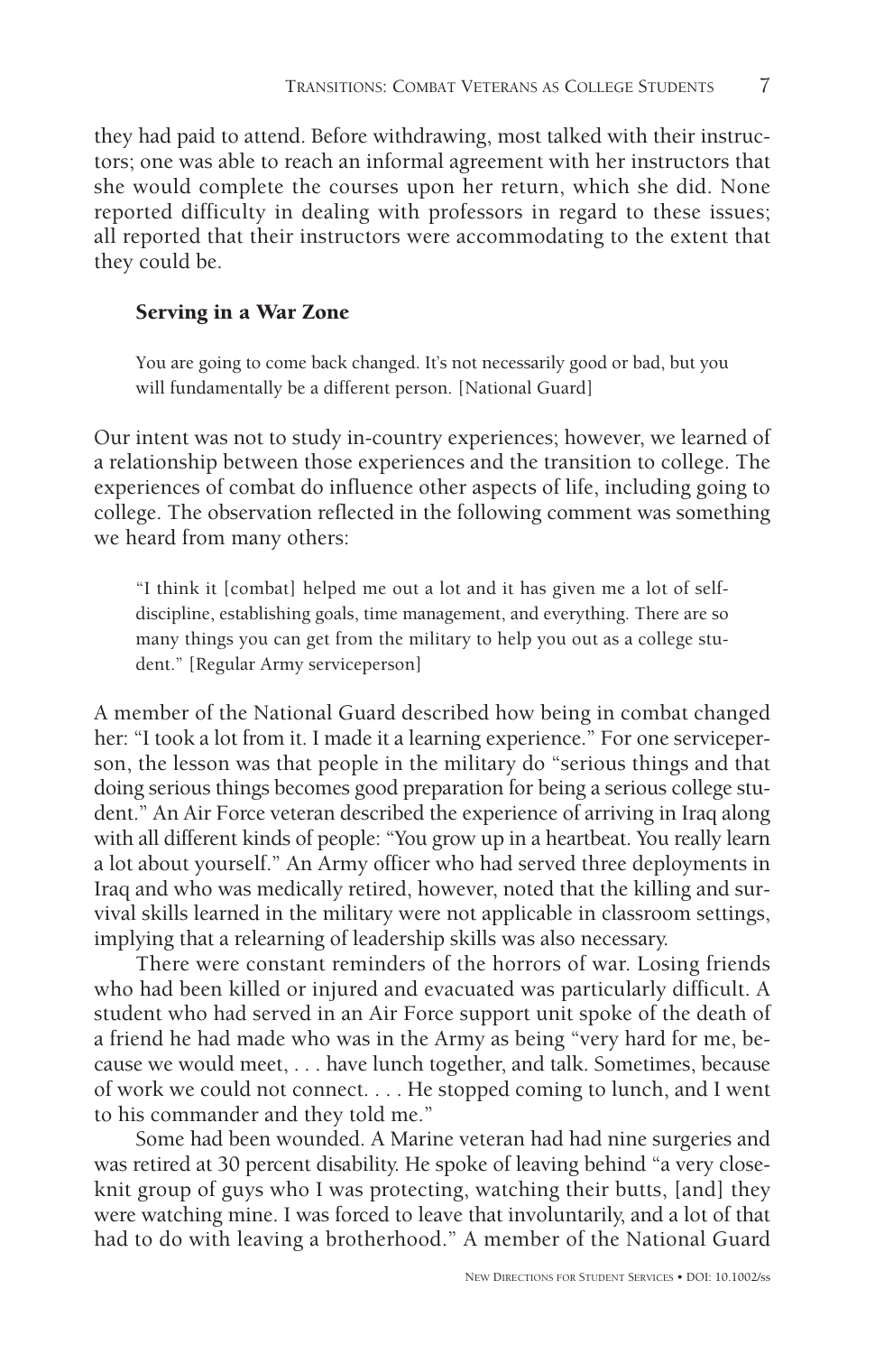they had paid to attend. Before withdrawing, most talked with their instructors; one was able to reach an informal agreement with her instructors that she would complete the courses upon her return, which she did. None reported difficulty in dealing with professors in regard to these issues; all reported that their instructors were accommodating to the extent that they could be.

### Serving in a War Zone

> You are going to come back changed. It's not necessarily good or bad, but you will fundamentally be a different person. [National Guard]

Our intent was not to study in-country experiences; however, we learned of a relationship between those experiences and the transition to college. The experiences of combat do influence other aspects of life, including going to college. The observation reflected in the following comment was something we heard from many others:

> "I think it [combat] helped me out a lot and it has given me a lot of self-discipline, establishing goals, time management, and everything. There are so many things you can get from the military to help you out as a college student." [Regular Army serviceperson]

A member of the National Guard described how being in combat changed her: "I took a lot from it. I made it a learning experience." For one serviceperson, the lesson was that people in the military do "serious things and that doing serious things becomes good preparation for being a serious college student." An Air Force veteran described the experience of arriving in Iraq along with all different kinds of people: "You grow up in a heartbeat. You really learn a lot about yourself." An Army officer who had served three deployments in Iraq and who was medically retired, however, noted that the killing and survival skills learned in the military were not applicable in classroom settings, implying that a relearning of leadership skills was also necessary.

There were constant reminders of the horrors of war. Losing friends who had been killed or injured and evacuated was particularly difficult. A student who had served in an Air Force support unit spoke of the death of a friend he had made who was in the Army as being "very hard for me, because we would meet, . . . have lunch together, and talk. Sometimes, because of work we could not connect. . . . He stopped coming to lunch, and I went to his commander and they told me."

Some had been wounded. A Marine veteran had had nine surgeries and was retired at 30 percent disability. He spoke of leaving behind "a very close-knit group of guys who I was protecting, watching their butts, [and] they were watching mine. I was forced to leave that involuntarily, and a lot of that had to do with leaving a brotherhood." A member of the National Guard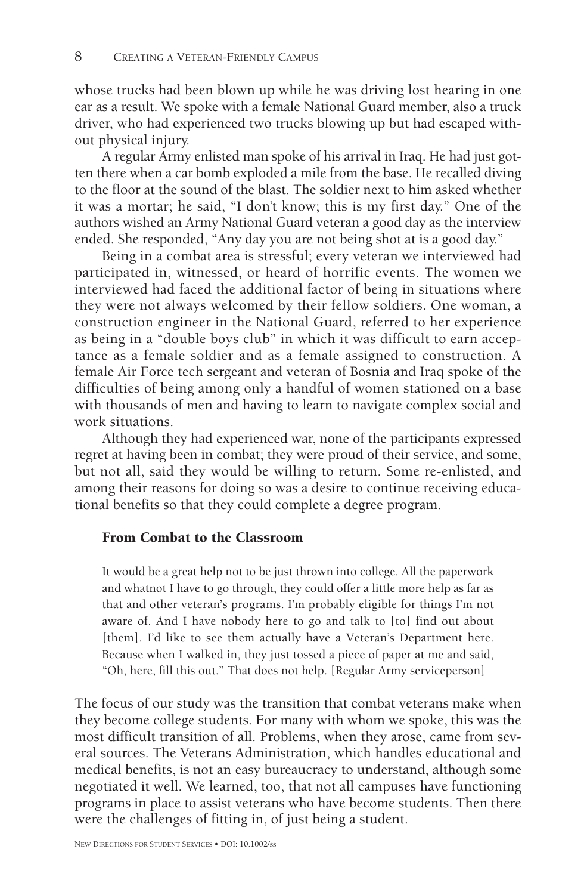whose trucks had been blown up while he was driving lost hearing in one ear as a result. We spoke with a female National Guard member, also a truck driver, who had experienced two trucks blowing up but had escaped without physical injury.

A regular Army enlisted man spoke of his arrival in Iraq. He had just gotten there when a car bomb exploded a mile from the base. He recalled diving to the floor at the sound of the blast. The soldier next to him asked whether it was a mortar; he said, "I don't know; this is my first day." One of the authors wished an Army National Guard veteran a good day as the interview ended. She responded, "Any day you are not being shot at is a good day."

Being in a combat area is stressful; every veteran we interviewed had participated in, witnessed, or heard of horrific events. The women we interviewed had faced the additional factor of being in situations where they were not always welcomed by their fellow soldiers. One woman, a construction engineer in the National Guard, referred to her experience as being in a "double boys club" in which it was difficult to earn acceptance as a female soldier and as a female assigned to construction. A female Air Force tech sergeant and veteran of Bosnia and Iraq spoke of the difficulties of being among only a handful of women stationed on a base with thousands of men and having to learn to navigate complex social and work situations.

Although they had experienced war, none of the participants expressed regret at having been in combat; they were proud of their service, and some, but not all, said they would be willing to return. Some re-enlisted, and among their reasons for doing so was a desire to continue receiving educational benefits so that they could complete a degree program.

### From Combat to the Classroom

> It would be a great help not to be just thrown into college. All the paperwork and whatnot I have to go through, they could offer a little more help as far as that and other veteran's programs. I'm probably eligible for things I'm not aware of. And I have nobody here to go and talk to [to] find out about [them]. I'd like to see them actually have a Veteran's Department here. Because when I walked in, they just tossed a piece of paper at me and said, "Oh, here, fill this out." That does not help. [Regular Army serviceperson]

The focus of our study was the transition that combat veterans make when they become college students. For many with whom we spoke, this was the most difficult transition of all. Problems, when they arose, came from several sources. The Veterans Administration, which handles educational and medical benefits, is not an easy bureaucracy to understand, although some negotiated it well. We learned, too, that not all campuses have functioning programs in place to assist veterans who have become students. Then there were the challenges of fitting in, of just being a student.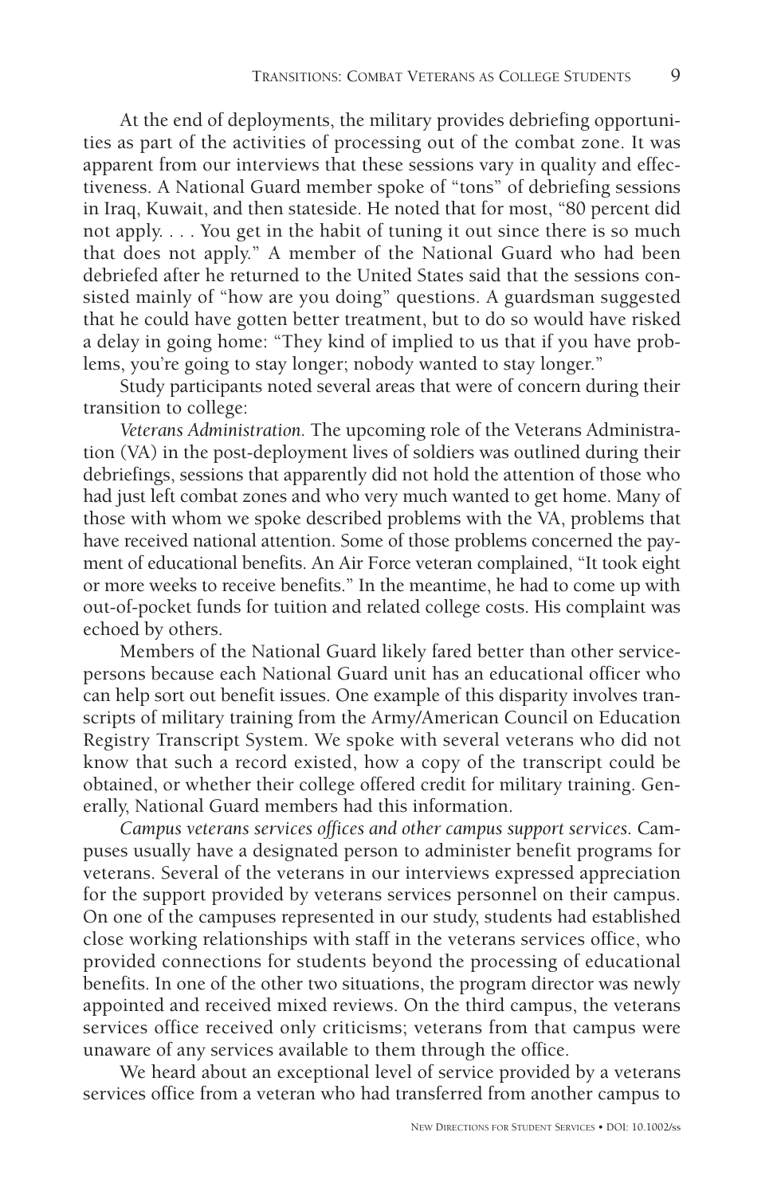At the end of deployments, the military provides debriefing opportunities as part of the activities of processing out of the combat zone. It was apparent from our interviews that these sessions vary in quality and effectiveness. A National Guard member spoke of "tons" of debriefing sessions in Iraq, Kuwait, and then stateside. He noted that for most, "80 percent did not apply. . . . You get in the habit of tuning it out since there is so much that does not apply." A member of the National Guard who had been debriefed after he returned to the United States said that the sessions consisted mainly of "how are you doing" questions. A guardsman suggested that he could have gotten better treatment, but to do so would have risked a delay in going home: "They kind of implied to us that if you have problems, you're going to stay longer; nobody wanted to stay longer."

Study participants noted several areas that were of concern during their transition to college:

*Veterans Administration.* The upcoming role of the Veterans Administration (VA) in the post-deployment lives of soldiers was outlined during their debriefings, sessions that apparently did not hold the attention of those who had just left combat zones and who very much wanted to get home. Many of those with whom we spoke described problems with the VA, problems that have received national attention. Some of those problems concerned the payment of educational benefits. An Air Force veteran complained, "It took eight or more weeks to receive benefits." In the meantime, he had to come up with out-of-pocket funds for tuition and related college costs. His complaint was echoed by others.

Members of the National Guard likely fared better than other servicepersons because each National Guard unit has an educational officer who can help sort out benefit issues. One example of this disparity involves transcripts of military training from the Army/American Council on Education Registry Transcript System. We spoke with several veterans who did not know that such a record existed, how a copy of the transcript could be obtained, or whether their college offered credit for military training. Generally, National Guard members had this information.

*Campus veterans services offices and other campus support services.* Campuses usually have a designated person to administer benefit programs for veterans. Several of the veterans in our interviews expressed appreciation for the support provided by veterans services personnel on their campus. On one of the campuses represented in our study, students had established close working relationships with staff in the veterans services office, who provided connections for students beyond the processing of educational benefits. In one of the other two situations, the program director was newly appointed and received mixed reviews. On the third campus, the veterans services office received only criticisms; veterans from that campus were unaware of any services available to them through the office.

We heard about an exceptional level of service provided by a veterans services office from a veteran who had transferred from another campus to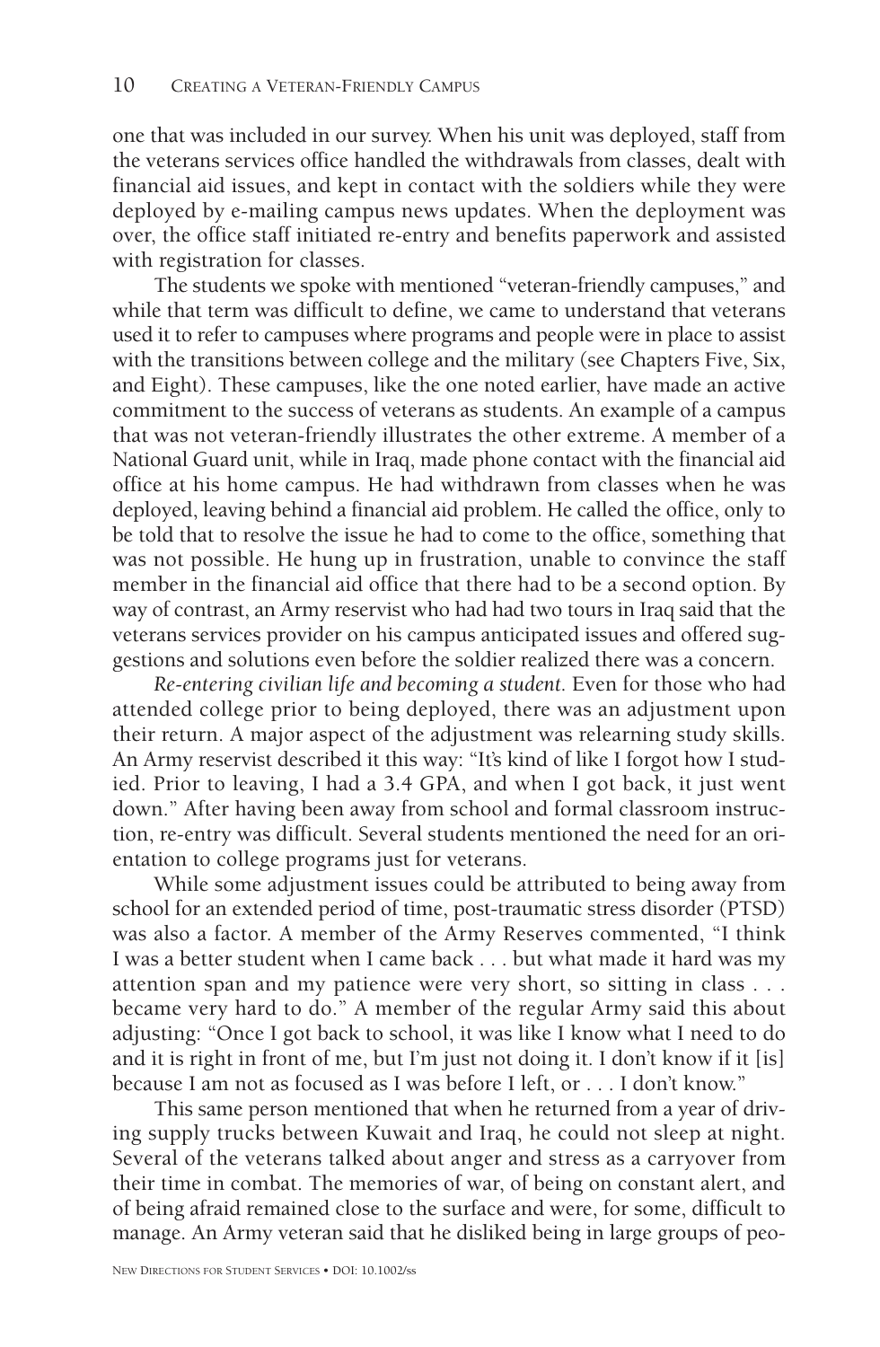one that was included in our survey. When his unit was deployed, staff from the veterans services office handled the withdrawals from classes, dealt with financial aid issues, and kept in contact with the soldiers while they were deployed by e-mailing campus news updates. When the deployment was over, the office staff initiated re-entry and benefits paperwork and assisted with registration for classes.

The students we spoke with mentioned "veteran-friendly campuses," and while that term was difficult to define, we came to understand that veterans used it to refer to campuses where programs and people were in place to assist with the transitions between college and the military (see Chapters Five, Six, and Eight). These campuses, like the one noted earlier, have made an active commitment to the success of veterans as students. An example of a campus that was not veteran-friendly illustrates the other extreme. A member of a National Guard unit, while in Iraq, made phone contact with the financial aid office at his home campus. He had withdrawn from classes when he was deployed, leaving behind a financial aid problem. He called the office, only to be told that to resolve the issue he had to come to the office, something that was not possible. He hung up in frustration, unable to convince the staff member in the financial aid office that there had to be a second option. By way of contrast, an Army reservist who had had two tours in Iraq said that the veterans services provider on his campus anticipated issues and offered suggestions and solutions even before the soldier realized there was a concern.

*Re-entering civilian life and becoming a student.* Even for those who had attended college prior to being deployed, there was an adjustment upon their return. A major aspect of the adjustment was relearning study skills. An Army reservist described it this way: "It's kind of like I forgot how I studied. Prior to leaving, I had a 3.4 GPA, and when I got back, it just went down." After having been away from school and formal classroom instruction, re-entry was difficult. Several students mentioned the need for an orientation to college programs just for veterans.

While some adjustment issues could be attributed to being away from school for an extended period of time, post-traumatic stress disorder (PTSD) was also a factor. A member of the Army Reserves commented, "I think I was a better student when I came back . . . but what made it hard was my attention span and my patience were very short, so sitting in class . . . became very hard to do." A member of the regular Army said this about adjusting: "Once I got back to school, it was like I know what I need to do and it is right in front of me, but I'm just not doing it. I don't know if it [is] because I am not as focused as I was before I left, or . . . I don't know."

This same person mentioned that when he returned from a year of driving supply trucks between Kuwait and Iraq, he could not sleep at night. Several of the veterans talked about anger and stress as a carryover from their time in combat. The memories of war, of being on constant alert, and of being afraid remained close to the surface and were, for some, difficult to manage. An Army veteran said that he disliked being in large groups of peo-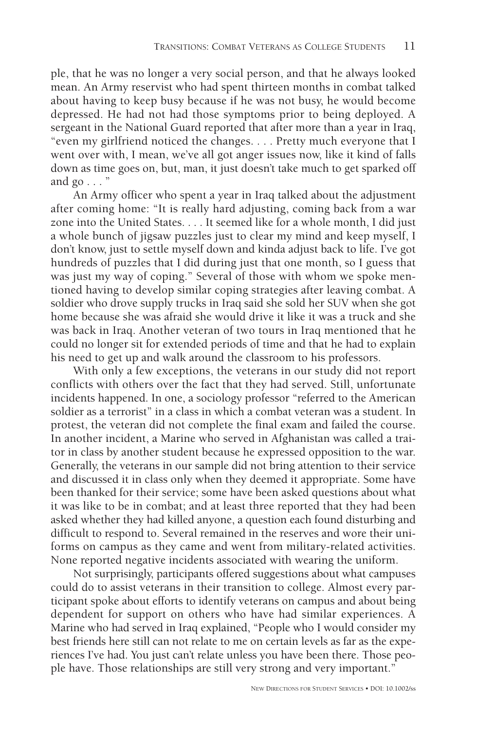ple, that he was no longer a very social person, and that he always looked mean. An Army reservist who had spent thirteen months in combat talked about having to keep busy because if he was not busy, he would become depressed. He had not had those symptoms prior to being deployed. A sergeant in the National Guard reported that after more than a year in Iraq, "even my girlfriend noticed the changes. . . . Pretty much everyone that I went over with, I mean, we've all got anger issues now, like it kind of falls down as time goes on, but, man, it just doesn't take much to get sparked off and go . . . "

An Army officer who spent a year in Iraq talked about the adjustment after coming home: "It is really hard adjusting, coming back from a war zone into the United States. . . . It seemed like for a whole month, I did just a whole bunch of jigsaw puzzles just to clear my mind and keep myself, I don't know, just to settle myself down and kinda adjust back to life. I've got hundreds of puzzles that I did during just that one month, so I guess that was just my way of coping." Several of those with whom we spoke mentioned having to develop similar coping strategies after leaving combat. A soldier who drove supply trucks in Iraq said she sold her SUV when she got home because she was afraid she would drive it like it was a truck and she was back in Iraq. Another veteran of two tours in Iraq mentioned that he could no longer sit for extended periods of time and that he had to explain his need to get up and walk around the classroom to his professors.

With only a few exceptions, the veterans in our study did not report conflicts with others over the fact that they had served. Still, unfortunate incidents happened. In one, a sociology professor "referred to the American soldier as a terrorist" in a class in which a combat veteran was a student. In protest, the veteran did not complete the final exam and failed the course. In another incident, a Marine who served in Afghanistan was called a traitor in class by another student because he expressed opposition to the war. Generally, the veterans in our sample did not bring attention to their service and discussed it in class only when they deemed it appropriate. Some have been thanked for their service; some have been asked questions about what it was like to be in combat; and at least three reported that they had been asked whether they had killed anyone, a question each found disturbing and difficult to respond to. Several remained in the reserves and wore their uniforms on campus as they came and went from military-related activities. None reported negative incidents associated with wearing the uniform.

Not surprisingly, participants offered suggestions about what campuses could do to assist veterans in their transition to college. Almost every participant spoke about efforts to identify veterans on campus and about being dependent for support on others who have had similar experiences. A Marine who had served in Iraq explained, "People who I would consider my best friends here still can not relate to me on certain levels as far as the experiences I've had. You just can't relate unless you have been there. Those people have. Those relationships are still very strong and very important."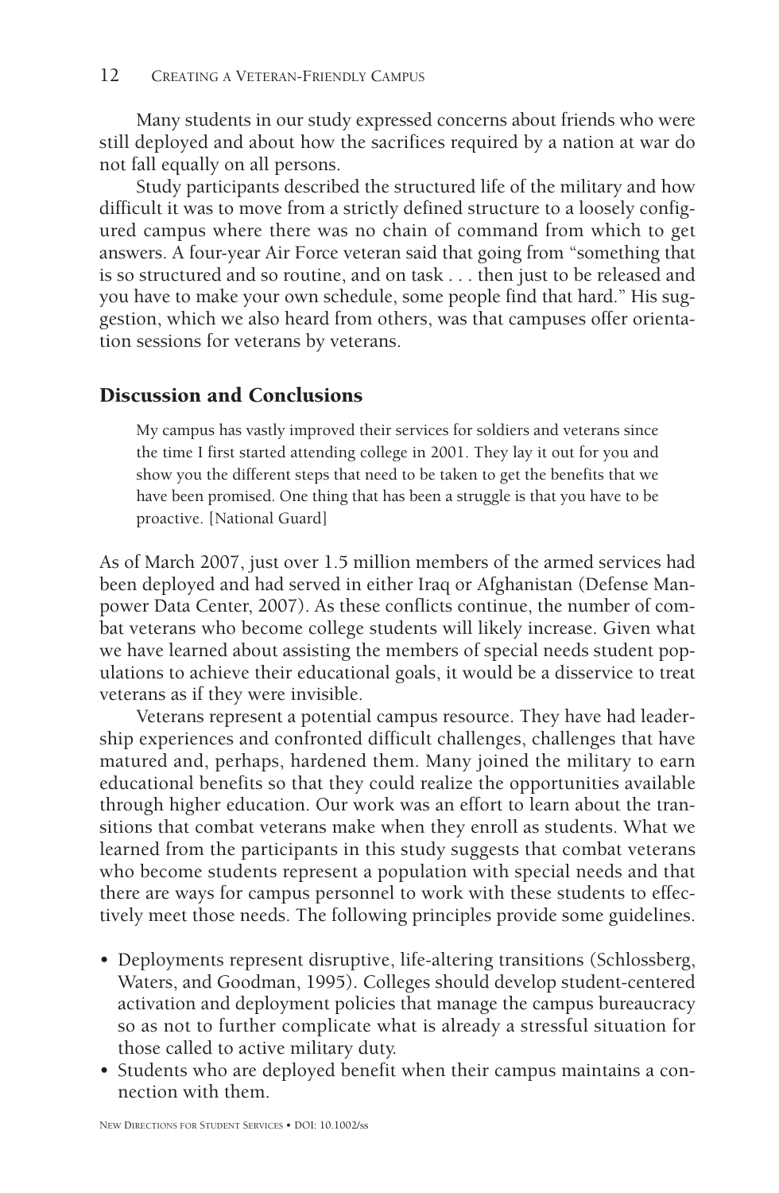Many students in our study expressed concerns about friends who were still deployed and about how the sacrifices required by a nation at war do not fall equally on all persons.

Study participants described the structured life of the military and how difficult it was to move from a strictly defined structure to a loosely configured campus where there was no chain of command from which to get answers. A four-year Air Force veteran said that going from "something that is so structured and so routine, and on task . . . then just to be released and you have to make your own schedule, some people find that hard." His suggestion, which we also heard from others, was that campuses offer orientation sessions for veterans by veterans.

## Discussion and Conclusions

> My campus has vastly improved their services for soldiers and veterans since the time I first started attending college in 2001. They lay it out for you and show you the different steps that need to be taken to get the benefits that we have been promised. One thing that has been a struggle is that you have to be proactive. [National Guard]

As of March 2007, just over 1.5 million members of the armed services had been deployed and had served in either Iraq or Afghanistan (Defense Manpower Data Center, 2007). As these conflicts continue, the number of combat veterans who become college students will likely increase. Given what we have learned about assisting the members of special needs student populations to achieve their educational goals, it would be a disservice to treat veterans as if they were invisible.

Veterans represent a potential campus resource. They have had leadership experiences and confronted difficult challenges, challenges that have matured and, perhaps, hardened them. Many joined the military to earn educational benefits so that they could realize the opportunities available through higher education. Our work was an effort to learn about the transitions that combat veterans make when they enroll as students. What we learned from the participants in this study suggests that combat veterans who become students represent a population with special needs and that there are ways for campus personnel to work with these students to effectively meet those needs. The following principles provide some guidelines.

- Deployments represent disruptive, life-altering transitions (Schlossberg, Waters, and Goodman, 1995). Colleges should develop student-centered activation and deployment policies that manage the campus bureaucracy so as not to further complicate what is already a stressful situation for those called to active military duty.
- Students who are deployed benefit when their campus maintains a connection with them.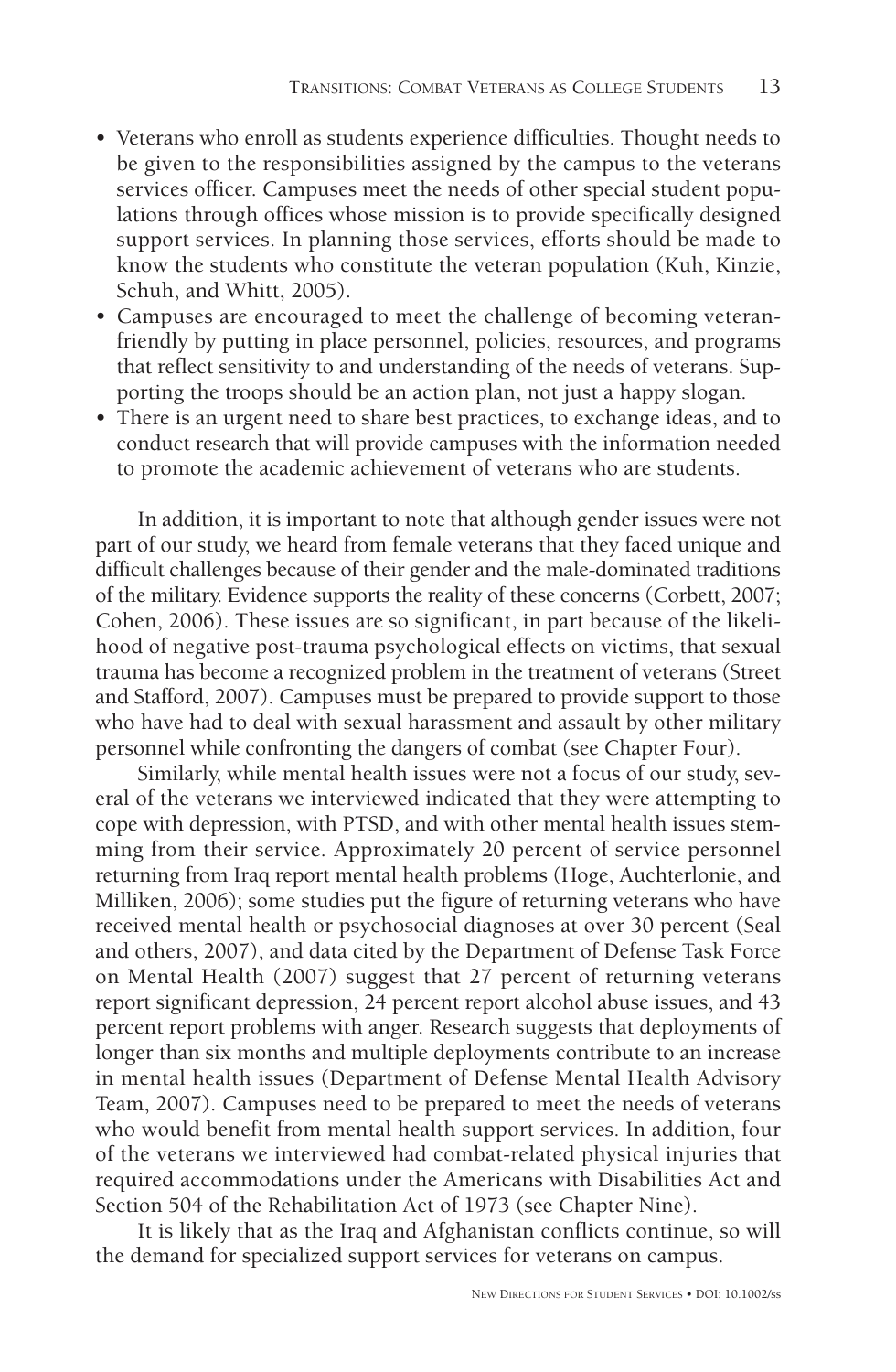- Veterans who enroll as students experience difficulties. Thought needs to be given to the responsibilities assigned by the campus to the veterans services officer. Campuses meet the needs of other special student populations through offices whose mission is to provide specifically designed support services. In planning those services, efforts should be made to know the students who constitute the veteran population (Kuh, Kinzie, Schuh, and Whitt, 2005).
- Campuses are encouraged to meet the challenge of becoming veteran-friendly by putting in place personnel, policies, resources, and programs that reflect sensitivity to and understanding of the needs of veterans. Supporting the troops should be an action plan, not just a happy slogan.
- There is an urgent need to share best practices, to exchange ideas, and to conduct research that will provide campuses with the information needed to promote the academic achievement of veterans who are students.

In addition, it is important to note that although gender issues were not part of our study, we heard from female veterans that they faced unique and difficult challenges because of their gender and the male-dominated traditions of the military. Evidence supports the reality of these concerns (Corbett, 2007; Cohen, 2006). These issues are so significant, in part because of the likelihood of negative post-trauma psychological effects on victims, that sexual trauma has become a recognized problem in the treatment of veterans (Street and Stafford, 2007). Campuses must be prepared to provide support to those who have had to deal with sexual harassment and assault by other military personnel while confronting the dangers of combat (see Chapter Four).

Similarly, while mental health issues were not a focus of our study, several of the veterans we interviewed indicated that they were attempting to cope with depression, with PTSD, and with other mental health issues stemming from their service. Approximately 20 percent of service personnel returning from Iraq report mental health problems (Hoge, Auchterlonie, and Milliken, 2006); some studies put the figure of returning veterans who have received mental health or psychosocial diagnoses at over 30 percent (Seal and others, 2007), and data cited by the Department of Defense Task Force on Mental Health (2007) suggest that 27 percent of returning veterans report significant depression, 24 percent report alcohol abuse issues, and 43 percent report problems with anger. Research suggests that deployments of longer than six months and multiple deployments contribute to an increase in mental health issues (Department of Defense Mental Health Advisory Team, 2007). Campuses need to be prepared to meet the needs of veterans who would benefit from mental health support services. In addition, four of the veterans we interviewed had combat-related physical injuries that required accommodations under the Americans with Disabilities Act and Section 504 of the Rehabilitation Act of 1973 (see Chapter Nine).

It is likely that as the Iraq and Afghanistan conflicts continue, so will the demand for specialized support services for veterans on campus.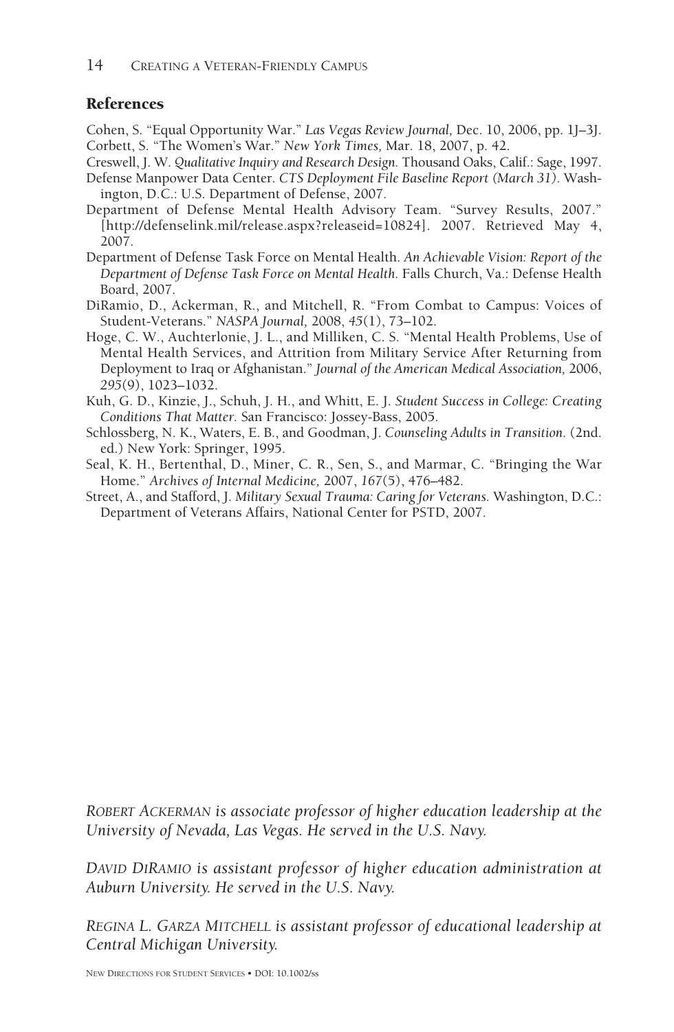## References

Cohen, S. "Equal Opportunity War." *Las Vegas Review Journal,* Dec. 10, 2006, pp. 1J–3J.

Corbett, S. "The Women's War." *New York Times,* Mar. 18, 2007, p. 42.

Creswell, J. W. *Qualitative Inquiry and Research Design.* Thousand Oaks, Calif.: Sage, 1997.

Defense Manpower Data Center. *CTS Deployment File Baseline Report (March 31).* Washington, D.C.: U.S. Department of Defense, 2007.

Department of Defense Mental Health Advisory Team. "Survey Results, 2007." [http://defenselink.mil/release.aspx?releaseid=10824]. 2007. Retrieved May 4, 2007.

Department of Defense Task Force on Mental Health. *An Achievable Vision: Report of the Department of Defense Task Force on Mental Health.* Falls Church, Va.: Defense Health Board, 2007.

DiRamio, D., Ackerman, R., and Mitchell, R. "From Combat to Campus: Voices of Student-Veterans." *NASPA Journal,* 2008, *45*(1), 73–102.

Hoge, C. W., Auchterlonie, J. L., and Milliken, C. S. "Mental Health Problems, Use of Mental Health Services, and Attrition from Military Service After Returning from Deployment to Iraq or Afghanistan." *Journal of the American Medical Association,* 2006, *295*(9), 1023–1032.

Kuh, G. D., Kinzie, J., Schuh, J. H., and Whitt, E. J. *Student Success in College: Creating Conditions That Matter.* San Francisco: Jossey-Bass, 2005.

Schlossberg, N. K., Waters, E. B., and Goodman, J. *Counseling Adults in Transition.* (2nd. ed.) New York: Springer, 1995.

Seal, K. H., Bertenthal, D., Miner, C. R., Sen, S., and Marmar, C. "Bringing the War Home." *Archives of Internal Medicine,* 2007, *167*(5), 476–482.

Street, A., and Stafford, J. *Military Sexual Trauma: Caring for Veterans.* Washington, D.C.: Department of Veterans Affairs, National Center for PSTD, 2007.

*ROBERT ACKERMAN is associate professor of higher education leadership at the University of Nevada, Las Vegas. He served in the U.S. Navy.*

*DAVID DIRAMIO is assistant professor of higher education administration at Auburn University. He served in the U.S. Navy.*

*REGINA L. GARZA MITCHELL is assistant professor of educational leadership at Central Michigan University.*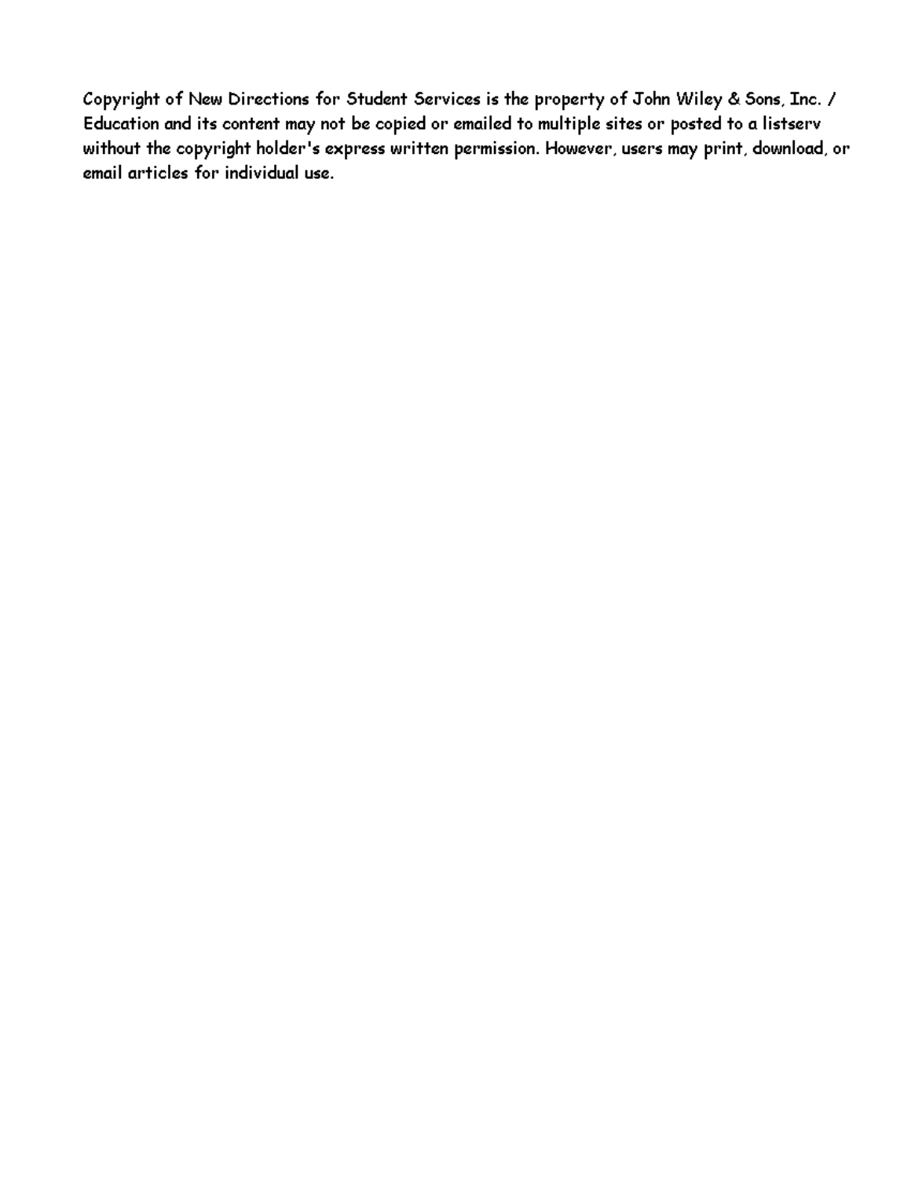Copyright of New Directions for Student Services is the property of John Wiley & Sons, Inc. / Education and its content may not be copied or emailed to multiple sites or posted to a listserv without the copyright holder's express written permission. However, users may print, download, or email articles for individual use.